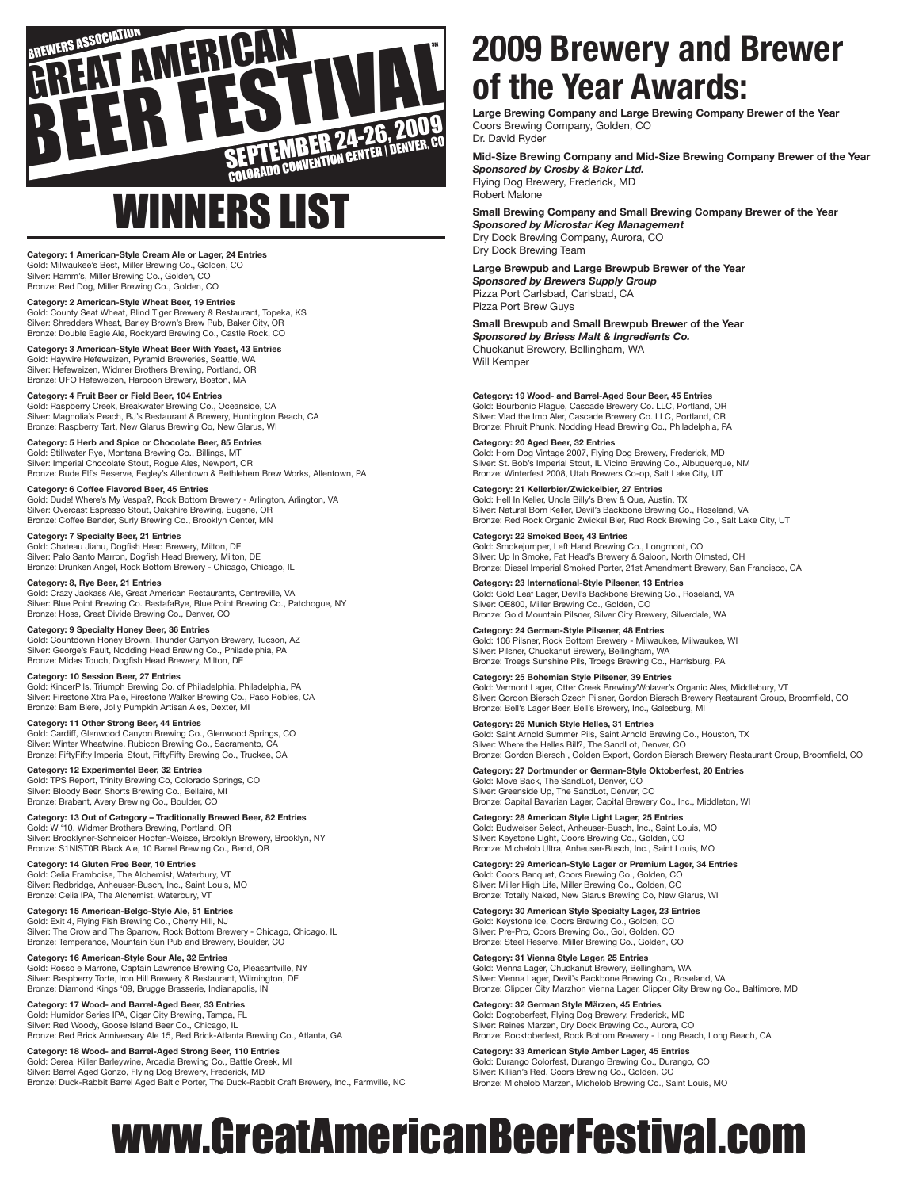# Brewers Association Great American Beer Festival

**SEPTEMBER 24-26, 2009**
**COLORADO CONVENTION CENTER | DENVER, CO**

# WINNERS LIST

**Category: 1 American-Style Cream Ale or Lager, 24 Entries**
Gold: Milwaukee's Best, Miller Brewing Co., Golden, CO
Silver: Hamm's, Miller Brewing Co., Golden, CO
Bronze: Red Dog, Miller Brewing Co., Golden, CO

**Category: 2 American-Style Wheat Beer, 19 Entries**
Gold: County Seat Wheat, Blind Tiger Brewery & Restaurant, Topeka, KS
Silver: Shredders Wheat, Barley Brown's Brew Pub, Baker City, OR
Bronze: Double Eagle Ale, Rockyard Brewing Co., Castle Rock, CO

**Category: 3 American-Style Wheat Beer With Yeast, 43 Entries**
Gold: Haywire Hefeweizen, Pyramid Breweries, Seattle, WA
Silver: Hefeweizen, Widmer Brothers Brewing, Portland, OR
Bronze: UFO Hefeweizen, Harpoon Brewery, Boston, MA

**Category: 4 Fruit Beer or Field Beer, 104 Entries**
Gold: Raspberry Creek, Breakwater Brewing Co., Oceanside, CA
Silver: Magnolia's Peach, BJ's Restaurant & Brewery, Huntington Beach, CA
Bronze: Raspberry Tart, New Glarus Brewing Co., New Glarus, WI

**Category: 5 Herb and Spice or Chocolate Beer, 85 Entries**
Gold: Stillwater Rye, Montana Brewing Co., Billings, MT
Silver: Imperial Chocolate Stout, Rogue Ales, Newport, OR
Bronze: Rude Elf's Reserve, Fegley's Allentown & Bethlehem Brew Works, Allentown, PA

**Category: 6 Coffee Flavored Beer, 45 Entries**
Gold: Dude! Where's My Vespa?, Rock Bottom Brewery - Arlington, Arlington, VA
Silver: Overcast Espresso Stout, Oakshire Brewing, Eugene, OR
Bronze: Coffee Bender, Surly Brewing Co., Brooklyn Center, MN

**Category: 7 Specialty Beer, 21 Entries**
Gold: Chateau Jiahu, Dogfish Head Brewery, Milton, DE
Silver: Palo Santo Marron, Dogfish Head Brewery, Milton, DE
Bronze: Drunken Angel, Rock Bottom Brewery - Chicago, Chicago, IL

**Category: 8, Rye Beer, 21 Entries**
Gold: Crazy Jackass Ale, Great American Restaurants, Centreville, VA
Silver: Blue Point Brewing Co. RastafaRye, Blue Point Brewing Co., Patchogue, NY
Bronze: Hoss, Great Divide Brewing Co., Denver, CO

**Category: 9 Specialty Honey Beer, 36 Entries**
Gold: Countdown Honey Brown, Thunder Canyon Brewery, Tucson, AZ
Silver: George's Fault, Nodding Head Brewing Co., Philadelphia, PA
Bronze: Midas Touch, Dogfish Head Brewery, Milton, DE

**Category: 10 Session Beer, 27 Entries**
Gold: KinderPils, Triumph Brewing Co. of Philadelphia, Philadelphia, PA
Silver: Firestone Xtra Pale, Firestone Walker Brewing Co., Paso Robles, CA
Bronze: Bam Biere, Jolly Pumpkin Artisan Ales, Dexter, MI

**Category: 11 Other Strong Beer, 44 Entries**
Gold: Cardiff, Glenwood Canyon Brewing Co., Glenwood Springs, CO
Silver: Winter Wheatwine, Rubicon Brewing Co., Sacramento, CA
Bronze: FiftyFifty Imperial Stout, FiftyFifty Brewing Co., Truckee, CA

**Category: 12 Experimental Beer, 32 Entries**
Gold: TPS Report, Trinity Brewing Co, Colorado Springs, CO
Silver: Bloody Beer, Shorts Brewing Co., Bellaire, MI
Bronze: Brabant, Avery Brewing Co., Boulder, CO

**Category: 13 Out of Category – Traditionally Brewed Beer, 82 Entries**
Gold: W '10, Widmer Brothers Brewing, Portland, OR
Silver: Brooklyner-Schneider Hopfen-Weisse, Brooklyn Brewery, Brooklyn, NY
Bronze: S1NIST0R Black Ale, 10 Barrel Brewing Co., Bend, OR

**Category: 14 Gluten Free Beer, 10 Entries**
Gold: Celia Framboise, The Alchemist, Waterbury, VT
Silver: Redbridge, Anheuser-Busch, Inc., Saint Louis, MO
Bronze: Celia IPA, The Alchemist, Waterbury, VT

**Category: 15 American-Belgo-Style Ale, 51 Entries**
Gold: Exit 4, Flying Fish Brewing Co., Cherry Hill, NJ
Silver: The Crow and The Sparrow, Rock Bottom Brewery - Chicago, Chicago, IL
Bronze: Temperance, Mountain Sun Pub and Brewery, Boulder, CO

**Category: 16 American-Style Sour Ale, 32 Entries**
Gold: Rosso e Marrone, Captain Lawrence Brewing Co, Pleasantville, NY
Silver: Raspberry Torte, Iron Hill Brewery & Restaurant, Wilmington, DE
Bronze: Diamond Kings '09, Brugge Brasserie, Indianapolis, IN

**Category: 17 Wood- and Barrel-Aged Beer, 33 Entries**
Gold: Humidor Series IPA, Cigar City Brewing, Tampa, FL
Silver: Red Woody, Goose Island Beer Co., Chicago, IL
Bronze: Red Brick Anniversary Ale 15, Red Brick-Atlanta Brewing Co., Atlanta, GA

**Category: 18 Wood- and Barrel-Aged Strong Beer, 110 Entries**
Gold: Cereal Killer Barleywine, Arcadia Brewing Co., Battle Creek, MI
Silver: Barrel Aged Gonzo, Flying Dog Brewery, Frederick, MD
Bronze: Duck-Rabbit Barrel Aged Baltic Porter, The Duck-Rabbit Craft Brewery, Inc., Farmville, NC

# 2009 Brewery and Brewer of the Year Awards:

**Large Brewing Company and Large Brewing Company Brewer of the Year**
Coors Brewing Company, Golden, CO
Dr. David Ryder

**Mid-Size Brewing Company and Mid-Size Brewing Company Brewer of the Year**
***Sponsored by Crosby & Baker Ltd.***
Flying Dog Brewery, Frederick, MD
Robert Malone

**Small Brewing Company and Small Brewing Company Brewer of the Year**
***Sponsored by Microstar Keg Management***
Dry Dock Brewing Company, Aurora, CO
Dry Dock Brewing Team

**Large Brewpub and Large Brewpub Brewer of the Year**
***Sponsored by Brewers Supply Group***
Pizza Port Carlsbad, Carlsbad, CA
Pizza Port Brew Guys

**Small Brewpub and Small Brewpub Brewer of the Year**
***Sponsored by Briess Malt & Ingredients Co.***
Chuckanut Brewery, Bellingham, WA
Will Kemper

**Category: 19 Wood- and Barrel-Aged Sour Beer, 45 Entries**
Gold: Bourbonic Plague, Cascade Brewery Co. LLC, Portland, OR
Silver: Vlad the Imp Aler, Cascade Brewery Co. LLC, Portland, OR
Bronze: Phruit Phunk, Nodding Head Brewing Co., Philadelphia, PA

**Category: 20 Aged Beer, 32 Entries**
Gold: Horn Dog Vintage 2007, Flying Dog Brewery, Frederick, MD
Silver: St. Bob's Imperial Stout, IL Vicino Brewing Co., Albuquerque, NM
Bronze: Winterfest 2008, Utah Brewers Co-op, Salt Lake City, UT

**Category: 21 Kellerbier/Zwickelbier, 27 Entries**
Gold: Hell In Keller, Uncle Billy's Brew & Que, Austin, TX
Silver: Natural Born Keller, Devil's Backbone Brewing Co., Roseland, VA
Bronze: Red Rock Organic Zwickel Bier, Red Rock Brewing Co., Salt Lake City, UT

**Category: 22 Smoked Beer, 43 Entries**
Gold: Smokejumper, Left Hand Brewing Co., Longmont, CO
Silver: Up In Smoke, Fat Head's Brewery & Saloon, North Olmsted, OH
Bronze: Diesel Imperial Smoked Porter, 21st Amendment Brewery, San Francisco, CA

**Category: 23 International-Style Pilsener, 13 Entries**
Gold: Gold Leaf Lager, Devil's Backbone Brewing Co., Roseland, VA
Silver: OE800, Miller Brewing Co., Golden, CO
Bronze: Gold Mountain Pilsner, Silver City Brewery, Silverdale, WA

**Category: 24 German-Style Pilsener, 48 Entries**
Gold: 106 Pilsner, Rock Bottom Brewery - Milwaukee, Milwaukee, WI
Silver: Pilsner, Chuckanut Brewery, Bellingham, WA
Bronze: Troegs Sunshine Pils, Troegs Brewing Co., Harrisburg, PA

**Category: 25 Bohemian Style Pilsener, 39 Entries**
Gold: Vermont Lager, Otter Creek Brewing/Wolaver's Organic Ales, Middlebury, VT
Silver: Gordon Biersch Czech Pilsner, Gordon Biersch Brewery Restaurant Group, Broomfield, CO
Bronze: Bell's Lager Beer, Bell's Brewery, Inc., Galesburg, MI

**Category: 26 Munich Style Helles, 31 Entries**
Gold: Saint Arnold Summer Pils, Saint Arnold Brewing Co., Houston, TX
Silver: Where the Helles Bill?, The SandLot, Denver, CO
Bronze: Gordon Biersch , Golden Export, Gordon Biersch Brewery Restaurant Group, Broomfield, CO

**Category: 27 Dortmunder or German-Style Oktoberfest, 20 Entries**
Gold: Move Back, The SandLot, Denver, CO
Silver: Greenside Up, The SandLot, Denver, CO
Bronze: Capital Bavarian Lager, Capital Brewery Co., Inc., Middleton, WI

**Category: 28 American Style Light Lager, 25 Entries**
Gold: Budweiser Select, Anheuser-Busch, Inc., Saint Louis, MO
Silver: Keystone Light, Coors Brewing Co., Golden, CO
Bronze: Michelob Ultra, Anheuser-Busch, Inc., Saint Louis, MO

**Category: 29 American-Style Lager or Premium Lager, 34 Entries**
Gold: Coors Banquet, Coors Brewing Co., Golden, CO
Silver: Miller High Life, Miller Brewing Co., Golden, CO
Bronze: Totally Naked, New Glarus Brewing Co, New Glarus, WI

**Category: 30 American Style Specialty Lager, 23 Entries**
Gold: Keystone Ice, Coors Brewing Co., Golden, CO
Silver: Pre-Pro, Coors Brewing Co., Gol, Golden, CO
Bronze: Steel Reserve, Miller Brewing Co., Golden, CO

**Category: 31 Vienna Style Lager, 25 Entries**
Gold: Vienna Lager, Chuckanut Brewery, Bellingham, WA
Silver: Vienna Lager, Devil's Backbone Brewing Co., Roseland, VA
Bronze: Clipper City Marzhon Vienna Lager, Clipper City Brewing Co., Baltimore, MD

**Category: 32 German Style Märzen, 45 Entries**
Gold: Dogtoberfest, Flying Dog Brewery, Frederick, MD
Silver: Reines Marzen, Dry Dock Brewing Co., Aurora, CO
Bronze: Rocktoberfest, Rock Bottom Brewery - Long Beach, Long Beach, CA

**Category: 33 American Style Amber Lager, 45 Entries**
Gold: Durango Colorfest, Durango Brewing Co., Durango, CO
Silver: Killian's Red, Coors Brewing Co., Golden, CO
Bronze: Michelob Marzen, Michelob Brewing Co., Saint Louis, MO

# www.GreatAmericanBeerFestival.com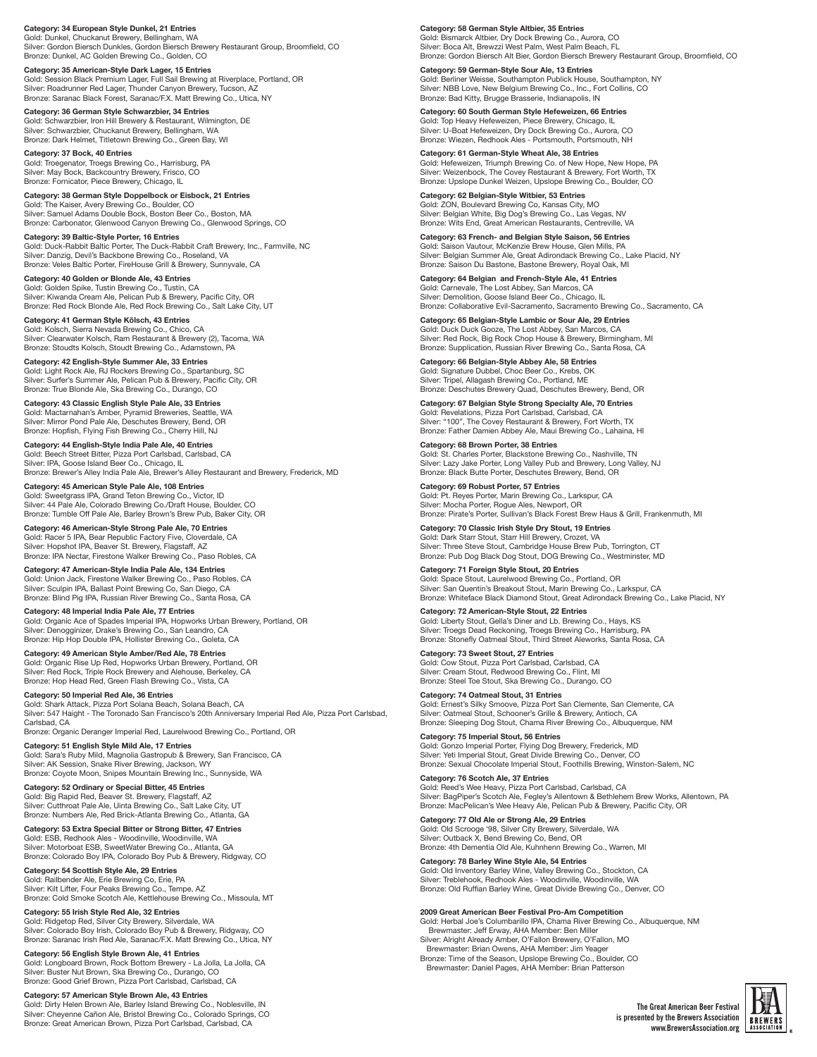**Category: 34 European Style Dunkel, 21 Entries**
Gold: Dunkel, Chuckanut Brewery, Bellingham, WA
Silver: Gordon Biersch Dunkles, Gordon Biersch Brewery Restaurant Group, Broomfield, CO
Bronze: Dunkel, AC Golden Brewing Co., Golden, CO

**Category: 35 American-Style Dark Lager, 15 Entries**
Gold: Session Black Premium Lager, Full Sail Brewing at Riverplace, Portland, OR
Silver: Roadrunner Red Lager, Thunder Canyon Brewery, Tucson, AZ
Bronze: Saranac Black Forest, Saranac/F.X. Matt Brewing Co., Utica, NY

**Category: 36 German Style Schwarzbier, 34 Entries**
Gold: Schwarzbier, Iron Hill Brewery & Restaurant, Wilmington, DE
Silver: Schwarzbier, Chuckanut Brewery, Bellingham, WA
Bronze: Dark Helmet, Titletown Brewing Co., Green Bay, WI

**Category: 37 Bock, 40 Entries**
Gold: Troegenator, Troegs Brewing Co., Harrisburg, PA
Silver: May Bock, Backcountry Brewery, Frisco, CO
Bronze: Fornicator, Piece Brewery, Chicago, IL

**Category: 38 German Style Doppelbock or Eisbock, 21 Entries**
Gold: The Kaiser, Avery Brewing Co., Boulder, CO
Silver: Samuel Adams Double Bock, Boston Beer Co., Boston, MA
Bronze: Carbonator, Glenwood Canyon Brewing Co., Glenwood Springs, CO

**Category: 39 Baltic-Style Porter, 16 Entries**
Gold: Duck-Rabbit Baltic Porter, The Duck-Rabbit Craft Brewery, Inc., Farmville, NC
Silver: Danzig, Devil's Backbone Brewing Co., Roseland, VA
Bronze: Veles Baltic Porter, FireHouse Grill & Brewery, Sunnyvale, CA

**Category: 40 Golden or Blonde Ale, 43 Entries**
Gold: Golden Spike, Tustin Brewing Co., Tustin, CA
Silver: Kiwanda Cream Ale, Pelican Pub & Brewery, Pacific City, OR
Bronze: Red Rock Blonde Ale, Red Rock Brewing Co., Salt Lake City, UT

**Category: 41 German Style Kölsch, 43 Entries**
Gold: Kolsch, Sierra Nevada Brewing Co., Chico, CA
Silver: Clearwater Kolsch, Ram Restaurant & Brewery (2), Tacoma, WA
Bronze: Stoudts Kolsch, Stoudt Brewing Co., Adamstown, PA

**Category: 42 English-Style Summer Ale, 33 Entries**
Gold: Light Rock Ale, RJ Rockers Brewing Co., Spartanburg, SC
Silver: Surfer's Summer Ale, Pelican Pub & Brewery, Pacific City, OR
Bronze: True Blonde Ale, Ska Brewing Co., Durango, CO

**Category: 43 Classic English Style Pale Ale, 33 Entries**
Gold: Mactarnahan's Amber, Pyramid Breweries, Seattle, WA
Silver: Mirror Pond Pale Ale, Deschutes Brewery, Bend, OR
Bronze: Hopfish, Flying Fish Brewing Co., Cherry Hill, NJ

**Category: 44 English-Style India Pale Ale, 40 Entries**
Gold: Beech Street Bitter, Pizza Port Carlsbad, Carlsbad, CA
Silver: IPA, Goose Island Beer Co., Chicago, IL
Bronze: Brewer's Alley India Pale Ale, Brewer's Alley Restaurant and Brewery, Frederick, MD

**Category: 45 American Style Pale Ale, 108 Entries**
Gold: Sweetgrass IPA, Grand Teton Brewing Co., Victor, ID
Silver: 44 Pale Ale, Colorado Brewing Co./Draft House, Boulder, CO
Bronze: Tumble Off Pale Ale, Barley Brown's Brew Pub, Baker City, OR

**Category: 46 American-Style Strong Pale Ale, 70 Entries**
Gold: Racer 5 IPA, Bear Republic Factory Five, Cloverdale, CA
Silver: Hopshot IPA, Beaver St. Brewery, Flagstaff, AZ
Bronze: IPA Nectar, Firestone Walker Brewing Co., Paso Robles, CA

**Category: 47 American-Style India Pale Ale, 134 Entries**
Gold: Union Jack, Firestone Walker Brewing Co., Paso Robles, CA
Silver: Sculpin IPA, Ballast Point Brewing Co, San Diego, CA
Bronze: Blind Pig IPA, Russian River Brewing Co., Santa Rosa, CA

**Category: 48 Imperial India Pale Ale, 77 Entries**
Gold: Organic Ace of Spades Imperial IPA, Hopworks Urban Brewery, Portland, OR
Silver: Denogginizer, Drake's Brewing Co., San Leandro, CA
Bronze: Hip Hop Double IPA, Hollister Brewing Co., Goleta, CA

**Category: 49 American Style Amber/Red Ale, 78 Entries**
Gold: Organic Rise Up Red, Hopworks Urban Brewery, Portland, OR
Silver: Red Rock, Triple Rock Brewery and Alehouse, Berkeley, CA
Bronze: Hop Head Red, Green Flash Brewing Co., Vista, CA

**Category: 50 Imperial Red Ale, 36 Entries**
Gold: Shark Attack, Pizza Port Solana Beach, Solana Beach, CA
Silver: 547 Haight - The Toronado San Francisco's 20th Anniversary Imperial Red Ale, Pizza Port Carlsbad, Carlsbad, CA
Bronze: Organic Deranger Imperial Red, Laurelwood Brewing Co., Portland, OR

**Category: 51 English Style Mild Ale, 17 Entries**
Gold: Sara's Ruby Mild, Magnolia Gastropub & Brewery, San Francisco, CA
Silver: AK Session, Snake River Brewing, Jackson, WY
Bronze: Coyote Moon, Snipes Mountain Brewing Inc., Sunnyside, WA

**Category: 52 Ordinary or Special Bitter, 45 Entries**
Gold: Big Rapid Red, Beaver St. Brewery, Flagstaff, AZ
Silver: Cutthroat Pale Ale, Uinta Brewing Co., Salt Lake City, UT
Bronze: Numbers Ale, Red Brick-Atlanta Brewing Co., Atlanta, GA

**Category: 53 Extra Special Bitter or Strong Bitter, 47 Entries**
Gold: ESB, Redhook Ales - Woodinville, Woodinville, WA
Silver: Motorboat ESB, SweetWater Brewing Co., Atlanta, GA
Bronze: Colorado Boy IPA, Colorado Boy Pub & Brewery, Ridgway, CO

**Category: 54 Scottish Style Ale, 29 Entries**
Gold: Railbender Ale, Erie Brewing Co, Erie, PA
Silver: Kilt Lifter, Four Peaks Brewing Co., Tempe, AZ
Bronze: Cold Smoke Scotch Ale, Kettlehouse Brewing Co., Missoula, MT

**Category: 55 Irish Style Red Ale, 32 Entries**
Gold: Ridgetop Red, Silver City Brewery, Silverdale, WA
Silver: Colorado Boy Irish, Colorado Boy Pub & Brewery, Ridgway, CO
Bronze: Saranac Irish Red Ale, Saranac/F.X. Matt Brewing Co., Utica, NY

**Category: 56 English Style Brown Ale, 41 Entries**
Gold: Longboard Brown, Rock Bottom Brewery - La Jolla, La Jolla, CA
Silver: Buster Nut Brown, Ska Brewing Co., Durango, CO
Bronze: Good Grief Brown, Pizza Port Carlsbad, Carlsbad, CA

**Category: 57 American Style Brown Ale, 43 Entries**
Gold: Dirty Helen Brown Ale, Barley Island Brewing Co., Noblesville, IN
Silver: Cheyenne Cañon Ale, Bristol Brewing Co., Colorado Springs, CO
Bronze: Great American Brown, Pizza Port Carlsbad, Carlsbad, CA

**Category: 58 German Style Altbier, 35 Entries**
Gold: Bismarck Altbier, Dry Dock Brewing Co., Aurora, CO
Silver: Boca Alt, Brewzzi West Palm, West Palm Beach, FL
Bronze: Gordon Biersch Alt Bier, Gordon Biersch Brewery Restaurant Group, Broomfield, CO

**Category: 59 German-Style Sour Ale, 13 Entries**
Gold: Berliner Weisse, Southampton Publick House, Southampton, NY
Silver: NBB Love, New Belgium Brewing Co., Inc., Fort Collins, CO
Bronze: Bad Kitty, Brugge Brasserie, Indianapolis, IN

**Category: 60 South German Style Hefeweizen, 66 Entries**
Gold: Top Heavy Hefeweizen, Piece Brewery, Chicago, IL
Silver: U-Boat Hefeweizen, Dry Dock Brewing Co., Aurora, CO
Bronze: Wiezen, Redhook Ales - Portsmouth, Portsmouth, NH

**Category: 61 German-Style Wheat Ale, 38 Entries**
Gold: Hefeweizen, Triumph Brewing Co. of New Hope, New Hope, PA
Silver: Weizenbock, The Covey Restaurant & Brewery, Fort Worth, TX
Bronze: Upslope Dunkel Weizen, Upslope Brewing Co., Boulder, CO

**Category: 62 Belgian-Style Witbier, 53 Entries**
Gold: ZON, Boulevard Brewing Co, Kansas City, MO
Silver: Belgian White, Big Dog's Brewing Co., Las Vegas, NV
Bronze: Wits End, Great American Restaurants, Centreville, VA

**Category: 63 French- and Belgian Style Saison, 56 Entries**
Gold: Saison Vautour, McKenzie Brew House, Glen Mills, PA
Silver: Belgian Summer Ale, Great Adirondack Brewing Co., Lake Placid, NY
Bronze: Saison Du Bastone, Bastone Brewery, Royal Oak, MI

**Category: 64 Belgian and French-Style Ale, 41 Entries**
Gold: Carnevale, The Lost Abbey, San Marcos, CA
Silver: Demolition, Goose Island Beer Co., Chicago, IL
Bronze: Collaborative Evil-Sacramento, Sacramento Brewing Co., Sacramento, CA

**Category: 65 Belgian-Style Lambic or Sour Ale, 29 Entries**
Gold: Duck Duck Gooze, The Lost Abbey, San Marcos, CA
Silver: Red Rock, Big Rock Chop House & Brewery, Birmingham, MI
Bronze: Supplication, Russian River Brewing Co., Santa Rosa, CA

**Category: 66 Belgian-Style Abbey Ale, 58 Entries**
Gold: Signature Dubbel, Choc Beer Co., Krebs, OK
Silver: Tripel, Allagash Brewing Co., Portland, ME
Bronze: Deschutes Brewery Quad, Deschutes Brewery, Bend, OR

**Category: 67 Belgian Style Strong Specialty Ale, 70 Entries**
Gold: Revelations, Pizza Port Carlsbad, Carlsbad, CA
Silver: "100", The Covey Restaurant & Brewery, Fort Worth, TX
Bronze: Father Damien Abbey Ale, Maui Brewing Co., Lahaina, HI

**Category: 68 Brown Porter, 38 Entries**
Gold: St. Charles Porter, Blackstone Brewing Co., Nashville, TN
Silver: Lazy Jake Porter, Long Valley Pub and Brewery, Long Valley, NJ
Bronze: Black Butte Porter, Deschutes Brewery, Bend, OR

**Category: 69 Robust Porter, 57 Entries**
Gold: Pt. Reyes Porter, Marin Brewing Co., Larkspur, CA
Silver: Mocha Porter, Rogue Ales, Newport, OR
Bronze: Pirate's Porter, Sullivan's Black Forest Brew Haus & Grill, Frankenmuth, MI

**Category: 70 Classic Irish Style Dry Stout, 19 Entries**
Gold: Dark Starr Stout, Starr Hill Brewery, Crozet, VA
Silver: Three Steve Stout, Cambridge House Brew Pub, Torrington, CT
Bronze: Pub Dog Black Dog Stout, DOG Brewing Co., Westminster, MD

**Category: 71 Foreign Style Stout, 20 Entries**
Gold: Space Stout, Laurelwood Brewing Co., Portland, OR
Silver: San Quentin's Breakout Stout, Marin Brewing Co., Larkspur, CA
Bronze: Whiteface Black Diamond Stout, Great Adirondack Brewing Co., Lake Placid, NY

**Category: 72 American-Style Stout, 22 Entries**
Gold: Liberty Stout, Gella's Diner and Lb. Brewing Co., Hays, KS
Silver: Troegs Dead Reckoning, Troegs Brewing Co., Harrisburg, PA
Bronze: Stonefly Oatmeal Stout, Third Street Aleworks, Santa Rosa, CA

**Category: 73 Sweet Stout, 27 Entries**
Gold: Cow Stout, Pizza Port Carlsbad, Carlsbad, CA
Silver: Cream Stout, Redwood Brewing Co., Flint, MI
Bronze: Steel Toe Stout, Ska Brewing Co., Durango, CO

**Category: 74 Oatmeal Stout, 31 Entries**
Gold: Ernest's Silky Smoove, Pizza Port San Clemente, San Clemente, CA
Silver: Oatmeal Stout, Schooner's Grille & Brewery, Antioch, CA
Bronze: Sleeping Dog Stout, Chama River Brewing Co., Albuquerque, NM

**Category: 75 Imperial Stout, 56 Entries**
Gold: Gonzo Imperial Porter, Flying Dog Brewery, Frederick, MD
Silver: Yeti Imperial Stout, Great Divide Brewing Co., Denver, CO
Bronze: Sexual Chocolate Imperial Stout, Foothills Brewing, Winston-Salem, NC

**Category: 76 Scotch Ale, 37 Entries**
Gold: Reed's Wee Heavy, Pizza Port Carlsbad, Carlsbad, CA
Silver: BagPiper's Scotch Ale, Fegley's Allentown & Bethlehem Brew Works, Allentown, PA
Bronze: MacPelican's Wee Heavy Ale, Pelican Pub & Brewery, Pacific City, OR

**Category: 77 Old Ale or Strong Ale, 29 Entries**
Gold: Old Scrooge '98, Silver City Brewery, Silverdale, WA
Silver: Outback X, Bend Brewing Co, Bend, OR
Bronze: 4th Dementia Old Ale, Kuhnhenn Brewing Co., Warren, MI

**Category: 78 Barley Wine Style Ale, 54 Entries**
Gold: Old Inventory Barley Wine, Valley Brewing Co., Stockton, CA
Silver: Treblehook, Redhook Ales - Woodinville, Woodinville, WA
Bronze: Old Ruffian Barley Wine, Great Divide Brewing Co., Denver, CO

**2009 Great American Beer Festival Pro-Am Competition**
Gold: Herbal Joe's Columbarillo IPA, Chama River Brewing Co., Albuquerque, NM
Brewmaster: Jeff Erway, AHA Member: Ben Miller
Silver: Alright Already Amber, O'Fallon Brewery, O'Fallon, MO
Brewmaster: Brian Owens, AHA Member: Jim Yeager
Bronze: Time of the Season, Upslope Brewing Co., Boulder, CO
Brewmaster: Daniel Pages, AHA Member: Brian Patterson

The Great American Beer Festival is presented by the Brewers Association
www.BrewersAssociation.org